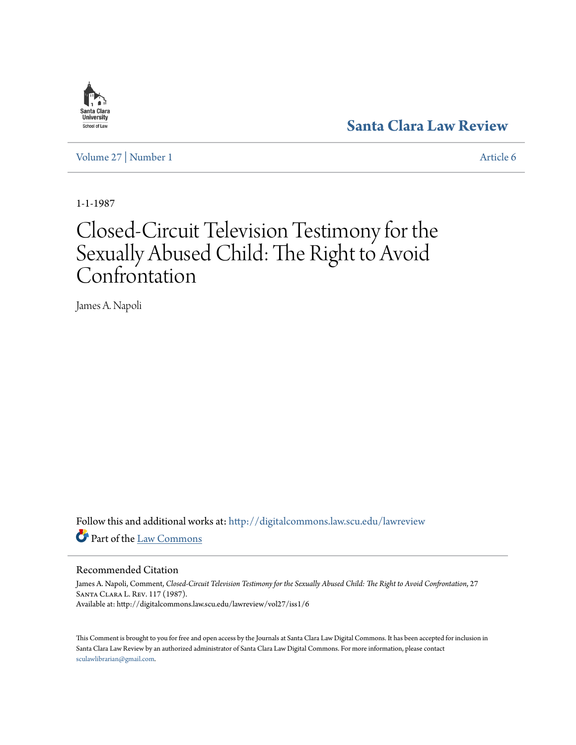Santa Clara Law Review

Volume 27 | Number 1

Article 6

1-1-1987

# Closed-Circuit Television Testimony for the Sexually Abused Child: The Right to Avoid Confrontation

James A. Napoli

Follow this and additional works at: http://digitalcommons.law.scu.edu/lawreview

Part of the Law Commons

## Recommended Citation

James A. Napoli, Comment, *Closed-Circuit Television Testimony for the Sexually Abused Child: The Right to Avoid Confrontation*, 27 Santa Clara L. Rev. 117 (1987).
Available at: http://digitalcommons.law.scu.edu/lawreview/vol27/iss1/6

This Comment is brought to you for free and open access by the Journals at Santa Clara Law Digital Commons. It has been accepted for inclusion in Santa Clara Law Review by an authorized administrator of Santa Clara Law Digital Commons. For more information, please contact sculawlibrarian@gmail.com.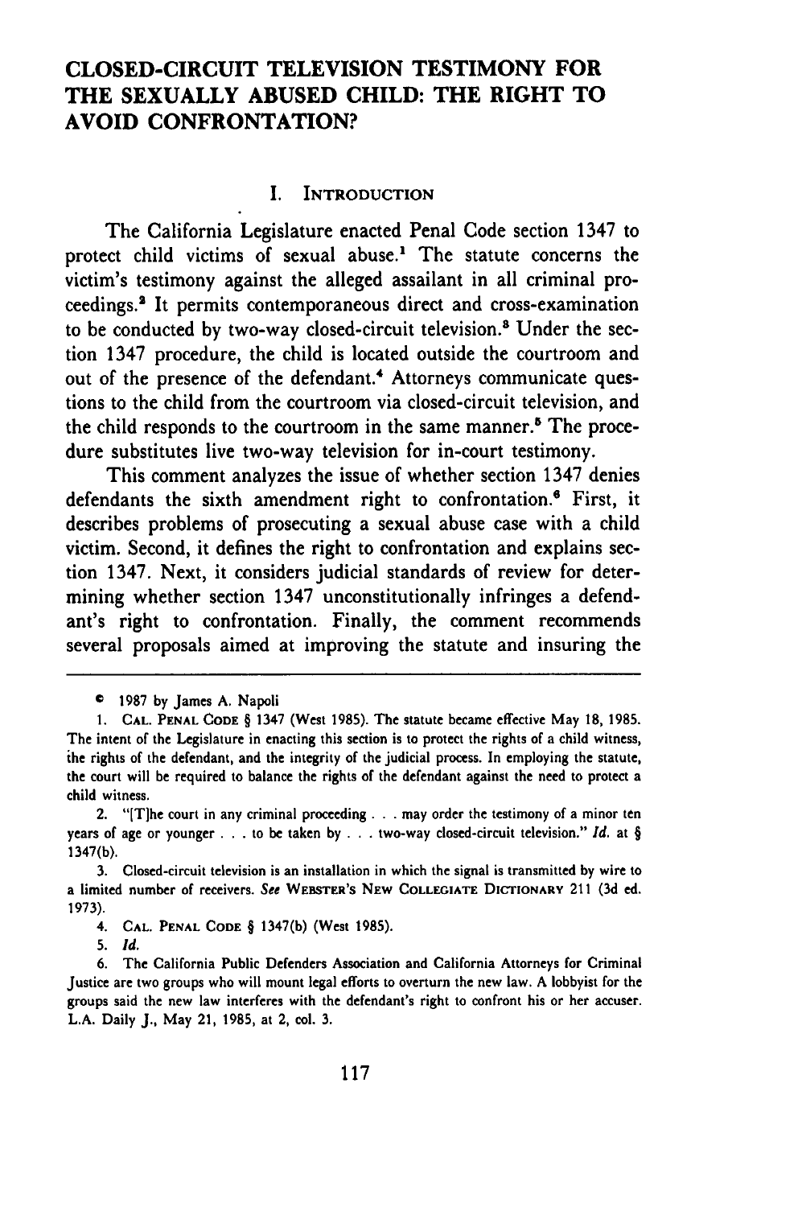# CLOSED-CIRCUIT TELEVISION TESTIMONY FOR THE SEXUALLY ABUSED CHILD: THE RIGHT TO AVOID CONFRONTATION?

## I. INTRODUCTION

The California Legislature enacted Penal Code section 1347 to protect child victims of sexual abuse.[1] The statute concerns the victim's testimony against the alleged assailant in all criminal proceedings.[2] It permits contemporaneous direct and cross-examination to be conducted by two-way closed-circuit television.[3] Under the section 1347 procedure, the child is located outside the courtroom and out of the presence of the defendant.[4] Attorneys communicate questions to the child from the courtroom via closed-circuit television, and the child responds to the courtroom in the same manner.[5] The procedure substitutes live two-way television for in-court testimony.

This comment analyzes the issue of whether section 1347 denies defendants the sixth amendment right to confrontation.[6] First, it describes problems of prosecuting a sexual abuse case with a child victim. Second, it defines the right to confrontation and explains section 1347. Next, it considers judicial standards of review for determining whether section 1347 unconstitutionally infringes a defendant's right to confrontation. Finally, the comment recommends several proposals aimed at improving the statute and insuring the

---

© 1987 by James A. Napoli

1. CAL. PENAL CODE § 1347 (West 1985). The statute became effective May 18, 1985. The intent of the Legislature in enacting this section is to protect the rights of a child witness, the rights of the defendant, and the integrity of the judicial process. In employing the statute, the court will be required to balance the rights of the defendant against the need to protect a child witness.

2. "[T]he court in any criminal proceeding . . . may order the testimony of a minor ten years of age or younger . . . to be taken by . . . two-way closed-circuit television." *Id.* at § 1347(b).

3. Closed-circuit television is an installation in which the signal is transmitted by wire to a limited number of receivers. *See* WEBSTER'S NEW COLLEGIATE DICTIONARY 211 (3d ed. 1973).

4. CAL. PENAL CODE § 1347(b) (West 1985).

5. *Id.*

6. The California Public Defenders Association and California Attorneys for Criminal Justice are two groups who will mount legal efforts to overturn the new law. A lobbyist for the groups said the new law interferes with the defendant's right to confront his or her accuser. L.A. Daily J., May 21, 1985, at 2, col. 3.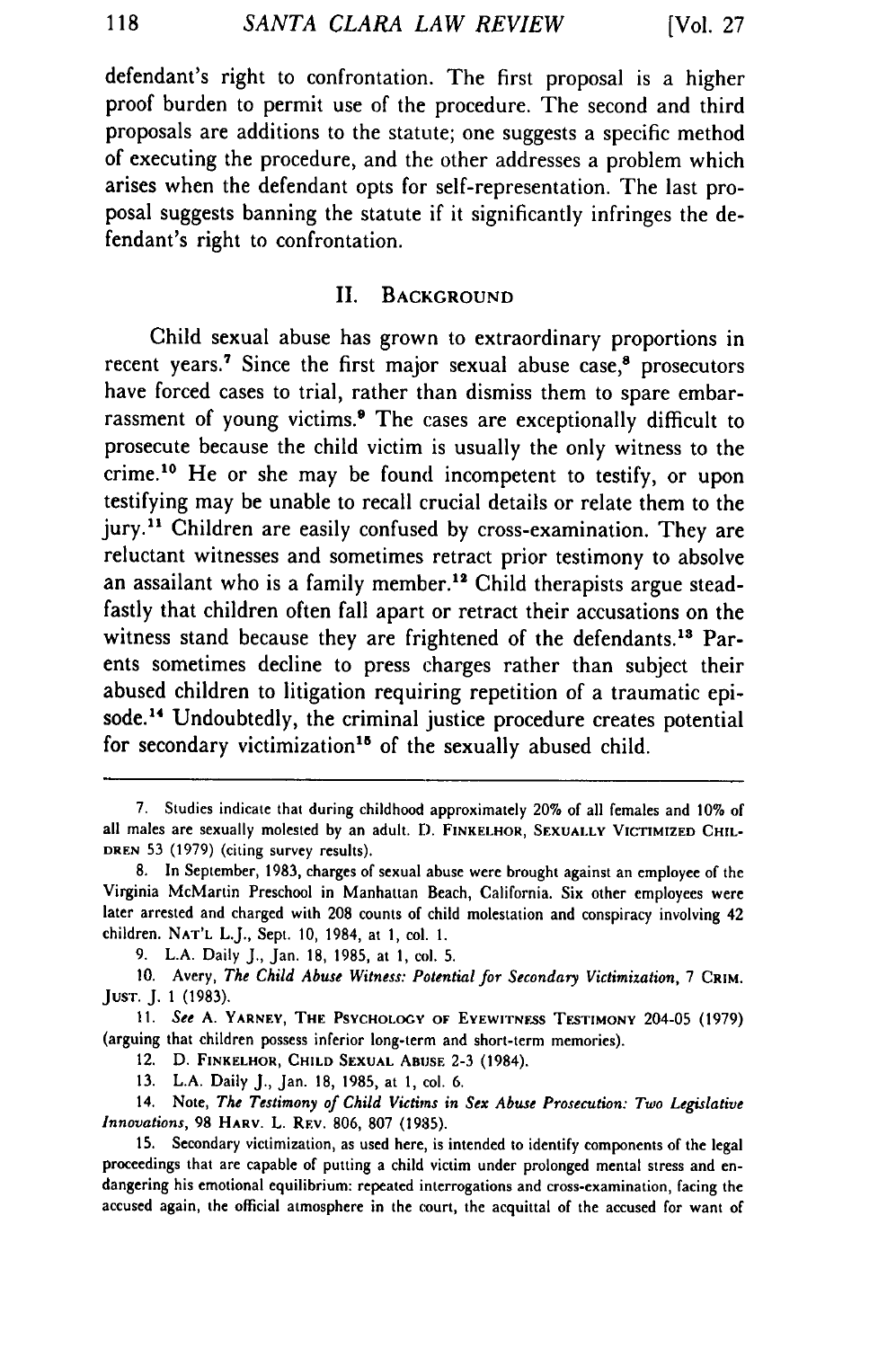defendant's right to confrontation. The first proposal is a higher proof burden to permit use of the procedure. The second and third proposals are additions to the statute; one suggests a specific method of executing the procedure, and the other addresses a problem which arises when the defendant opts for self-representation. The last proposal suggests banning the statute if it significantly infringes the defendant's right to confrontation.

## II. Background

Child sexual abuse has grown to extraordinary proportions in recent years.[7] Since the first major sexual abuse case,[8] prosecutors have forced cases to trial, rather than dismiss them to spare embarrassment of young victims.[9] The cases are exceptionally difficult to prosecute because the child victim is usually the only witness to the crime.[10] He or she may be found incompetent to testify, or upon testifying may be unable to recall crucial details or relate them to the jury.[11] Children are easily confused by cross-examination. They are reluctant witnesses and sometimes retract prior testimony to absolve an assailant who is a family member.[12] Child therapists argue steadfastly that children often fall apart or retract their accusations on the witness stand because they are frightened of the defendants.[13] Parents sometimes decline to press charges rather than subject their abused children to litigation requiring repetition of a traumatic episode.[14] Undoubtedly, the criminal justice procedure creates potential for secondary victimization[15] of the sexually abused child.

---

7. Studies indicate that during childhood approximately 20% of all females and 10% of all males are sexually molested by an adult. D. Finkelhor, Sexually Victimized Children 53 (1979) (citing survey results).

8. In September, 1983, charges of sexual abuse were brought against an employee of the Virginia McMartin Preschool in Manhattan Beach, California. Six other employees were later arrested and charged with 208 counts of child molestation and conspiracy involving 42 children. Nat'l L.J., Sept. 10, 1984, at 1, col. 1.

9. L.A. Daily J., Jan. 18, 1985, at 1, col. 5.

10. Avery, *The Child Abuse Witness: Potential for Secondary Victimization*, 7 Crim. Just. J. 1 (1983).

11. *See* A. Yarney, The Psychology of Eyewitness Testimony 204-05 (1979) (arguing that children possess inferior long-term and short-term memories).

12. D. Finkelhor, Child Sexual Abuse 2-3 (1984).

13. L.A. Daily J., Jan. 18, 1985, at 1, col. 6.

14. Note, *The Testimony of Child Victims in Sex Abuse Prosecution: Two Legislative Innovations*, 98 Harv. L. Rev. 806, 807 (1985).

15. Secondary victimization, as used here, is intended to identify components of the legal proceedings that are capable of putting a child victim under prolonged mental stress and endangering his emotional equilibrium: repeated interrogations and cross-examination, facing the accused again, the official atmosphere in the court, the acquittal of the accused for want of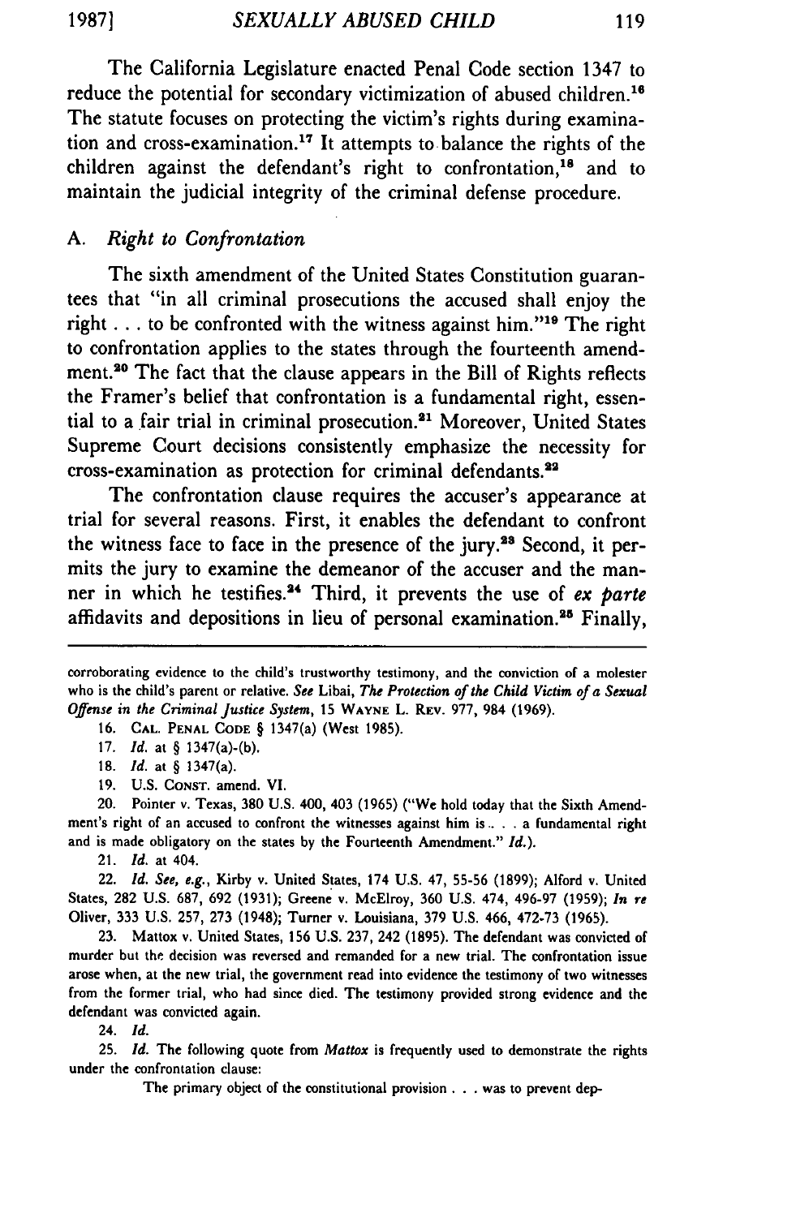The California Legislature enacted Penal Code section 1347 to reduce the potential for secondary victimization of abused children.[16] The statute focuses on protecting the victim's rights during examination and cross-examination.[17] It attempts to balance the rights of the children against the defendant's right to confrontation,[18] and to maintain the judicial integrity of the criminal defense procedure.

### A. *Right to Confrontation*

The sixth amendment of the United States Constitution guarantees that "in all criminal prosecutions the accused shall enjoy the right . . . to be confronted with the witness against him."[19] The right to confrontation applies to the states through the fourteenth amendment.[20] The fact that the clause appears in the Bill of Rights reflects the Framer's belief that confrontation is a fundamental right, essential to a fair trial in criminal prosecution.[21] Moreover, United States Supreme Court decisions consistently emphasize the necessity for cross-examination as protection for criminal defendants.[22]

The confrontation clause requires the accuser's appearance at trial for several reasons. First, it enables the defendant to confront the witness face to face in the presence of the jury.[23] Second, it permits the jury to examine the demeanor of the accuser and the manner in which he testifies.[24] Third, it prevents the use of *ex parte* affidavits and depositions in lieu of personal examination.[25] Finally,

---

corroborating evidence to the child's trustworthy testimony, and the conviction of a molester who is the child's parent or relative. *See* Libai, *The Protection of the Child Victim of a Sexual Offense in the Criminal Justice System*, 15 WAYNE L. REV. 977, 984 (1969).

16. CAL. PENAL CODE § 1347(a) (West 1985).

17. *Id.* at § 1347(a)-(b).

18. *Id.* at § 1347(a).

19. U.S. CONST. amend. VI.

20. Pointer v. Texas, 380 U.S. 400, 403 (1965) ("We hold today that the Sixth Amendment's right of an accused to confront the witnesses against him is . . . a fundamental right and is made obligatory on the states by the Fourteenth Amendment." *Id.*).

21. *Id.* at 404.

22. *Id. See, e.g.*, Kirby v. United States, 174 U.S. 47, 55-56 (1899); Alford v. United States, 282 U.S. 687, 692 (1931); Greene v. McElroy, 360 U.S. 474, 496-97 (1959); *In re* Oliver, 333 U.S. 257, 273 (1948); Turner v. Louisiana, 379 U.S. 466, 472-73 (1965).

23. Mattox v. United States, 156 U.S. 237, 242 (1895). The defendant was convicted of murder but the decision was reversed and remanded for a new trial. The confrontation issue arose when, at the new trial, the government read into evidence the testimony of two witnesses from the former trial, who had since died. The testimony provided strong evidence and the defendant was convicted again.

24. *Id.*

25. *Id.* The following quote from *Mattox* is frequently used to demonstrate the rights under the confrontation clause:

> The primary object of the constitutional provision . . . was to prevent dep-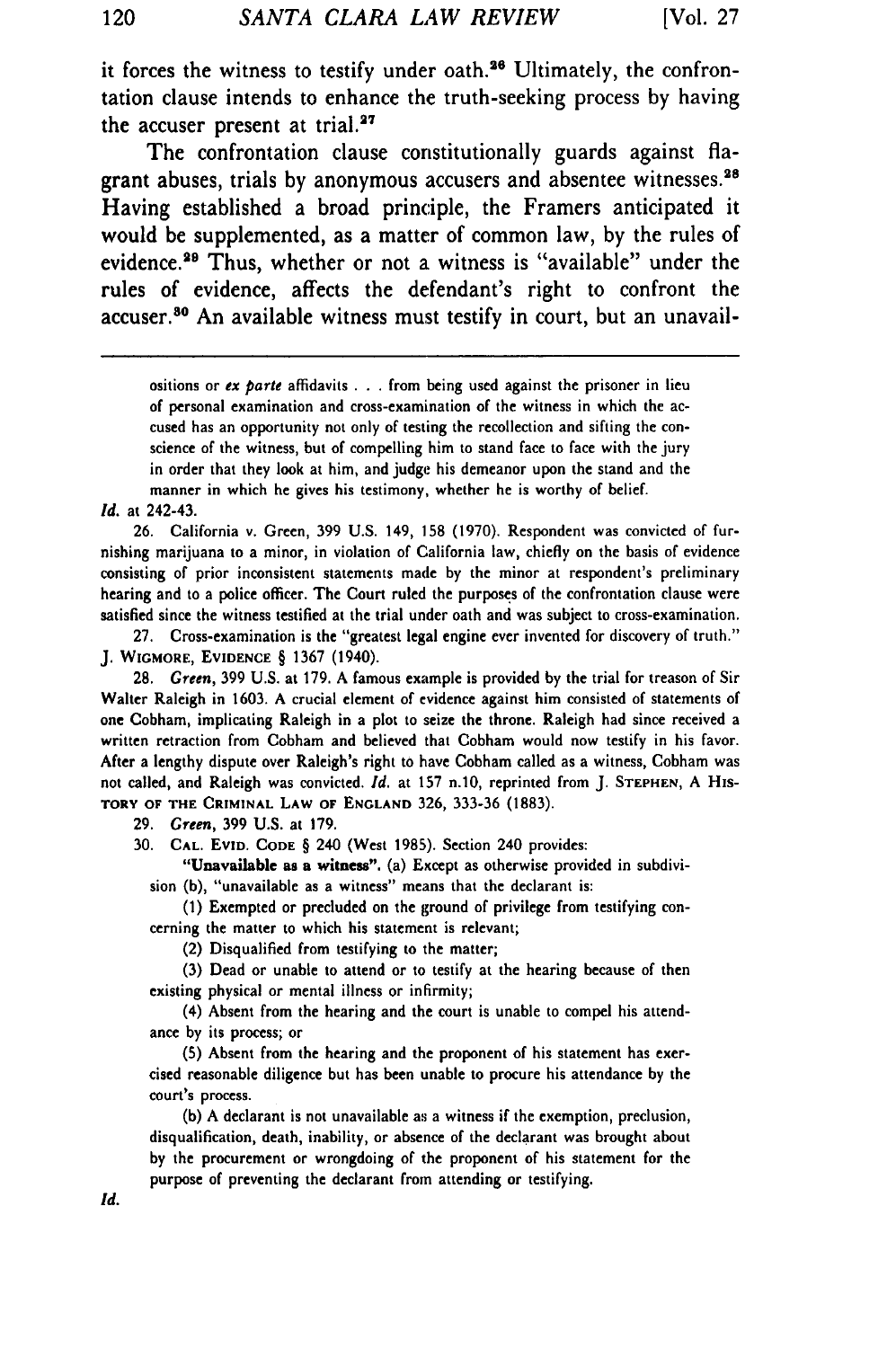it forces the witness to testify under oath.[26] Ultimately, the confrontation clause intends to enhance the truth-seeking process by having the accuser present at trial.[27]

The confrontation clause constitutionally guards against flagrant abuses, trials by anonymous accusers and absentee witnesses.[28] Having established a broad principle, the Framers anticipated it would be supplemented, as a matter of common law, by the rules of evidence.[29] Thus, whether or not a witness is "available" under the rules of evidence, affects the defendant's right to confront the accuser.[30] An available witness must testify in court, but an unavail-

---

ositions or *ex parte* affidavits . . . from being used against the prisoner in lieu of personal examination and cross-examination of the witness in which the accused has an opportunity not only of testing the recollection and sifting the conscience of the witness, but of compelling him to stand face to face with the jury in order that they look at him, and judge his demeanor upon the stand and the manner in which he gives his testimony, whether he is worthy of belief.

*Id.* at 242-43.

26. California v. Green, 399 U.S. 149, 158 (1970). Respondent was convicted of furnishing marijuana to a minor, in violation of California law, chiefly on the basis of evidence consisting of prior inconsistent statements made by the minor at respondent's preliminary hearing and to a police officer. The Court ruled the purposes of the confrontation clause were satisfied since the witness testified at the trial under oath and was subject to cross-examination.

27. Cross-examination is the "greatest legal engine ever invented for discovery of truth." J. WIGMORE, EVIDENCE § 1367 (1940).

28. *Green*, 399 U.S. at 179. A famous example is provided by the trial for treason of Sir Walter Raleigh in 1603. A crucial element of evidence against him consisted of statements of one Cobham, implicating Raleigh in a plot to seize the throne. Raleigh had since received a written retraction from Cobham and believed that Cobham would now testify in his favor. After a lengthy dispute over Raleigh's right to have Cobham called as a witness, Cobham was not called, and Raleigh was convicted. *Id.* at 157 n.10, reprinted from J. STEPHEN, A HISTORY OF THE CRIMINAL LAW OF ENGLAND 326, 333-36 (1883).

29. *Green*, 399 U.S. at 179.

30. CAL. EVID. CODE § 240 (West 1985). Section 240 provides:

> **"Unavailable as a witness".** (a) Except as otherwise provided in subdivision (b), "unavailable as a witness" means that the declarant is:
>
> (1) Exempted or precluded on the ground of privilege from testifying concerning the matter to which his statement is relevant;
>
> (2) Disqualified from testifying to the matter;
>
> (3) Dead or unable to attend or to testify at the hearing because of then existing physical or mental illness or infirmity;
>
> (4) Absent from the hearing and the court is unable to compel his attendance by its process; or
>
> (5) Absent from the hearing and the proponent of his statement has exercised reasonable diligence but has been unable to procure his attendance by the court's process.
>
> (b) A declarant is not unavailable as a witness if the exemption, preclusion, disqualification, death, inability, or absence of the declarant was brought about by the procurement or wrongdoing of the proponent of his statement for the purpose of preventing the declarant from attending or testifying.

*Id.*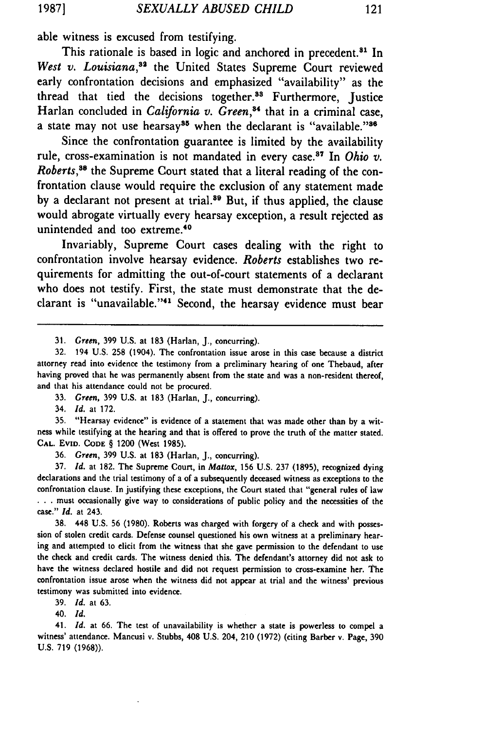able witness is excused from testifying.

This rationale is based in logic and anchored in precedent.[31] In *West v. Louisiana*,[32] the United States Supreme Court reviewed early confrontation decisions and emphasized "availability" as the thread that tied the decisions together.[33] Furthermore, Justice Harlan concluded in *California v. Green*,[34] that in a criminal case, a state may not use hearsay[35] when the declarant is "available."[36]

Since the confrontation guarantee is limited by the availability rule, cross-examination is not mandated in every case.[37] In *Ohio v. Roberts*,[38] the Supreme Court stated that a literal reading of the confrontation clause would require the exclusion of any statement made by a declarant not present at trial.[39] But, if thus applied, the clause would abrogate virtually every hearsay exception, a result rejected as unintended and too extreme.[40]

Invariably, Supreme Court cases dealing with the right to confrontation involve hearsay evidence. *Roberts* establishes two requirements for admitting the out-of-court statements of a declarant who does not testify. First, the state must demonstrate that the declarant is "unavailable."[41] Second, the hearsay evidence must bear

---

31. *Green*, 399 U.S. at 183 (Harlan, J., concurring).

32. 194 U.S. 258 (1904). The confrontation issue arose in this case because a district attorney read into evidence the testimony from a preliminary hearing of one Thebaud, after having proved that he was permanently absent from the state and was a non-resident thereof, and that his attendance could not be procured.

33. *Green*, 399 U.S. at 183 (Harlan, J., concurring).

34. *Id.* at 172.

35. "Hearsay evidence" is evidence of a statement that was made other than by a witness while testifying at the hearing and that is offered to prove the truth of the matter stated. CAL. EVID. CODE § 1200 (West 1985).

36. *Green*, 399 U.S. at 183 (Harlan, J., concurring).

37. *Id.* at 182. The Supreme Court, in *Mattox*, 156 U.S. 237 (1895), recognized dying declarations and the trial testimony of a of a subsequently deceased witness as exceptions to the confrontation clause. In justifying these exceptions, the Court stated that "general rules of law . . . must occasionally give way to considerations of public policy and the necessities of the case." *Id.* at 243.

38. 448 U.S. 56 (1980). Roberts was charged with forgery of a check and with possession of stolen credit cards. Defense counsel questioned his own witness at a preliminary hearing and attempted to elicit from the witness that she gave permission to the defendant to use the check and credit cards. The witness denied this. The defendant's attorney did not ask to have the witness declared hostile and did not request permission to cross-examine her. The confrontation issue arose when the witness did not appear at trial and the witness' previous testimony was submitted into evidence.

39. *Id.* at 63.

40. *Id.*

41. *Id.* at 66. The test of unavailability is whether a state is powerless to compel a witness' attendance. Mancusi v. Stubbs, 408 U.S. 204, 210 (1972) (citing Barber v. Page, 390 U.S. 719 (1968)).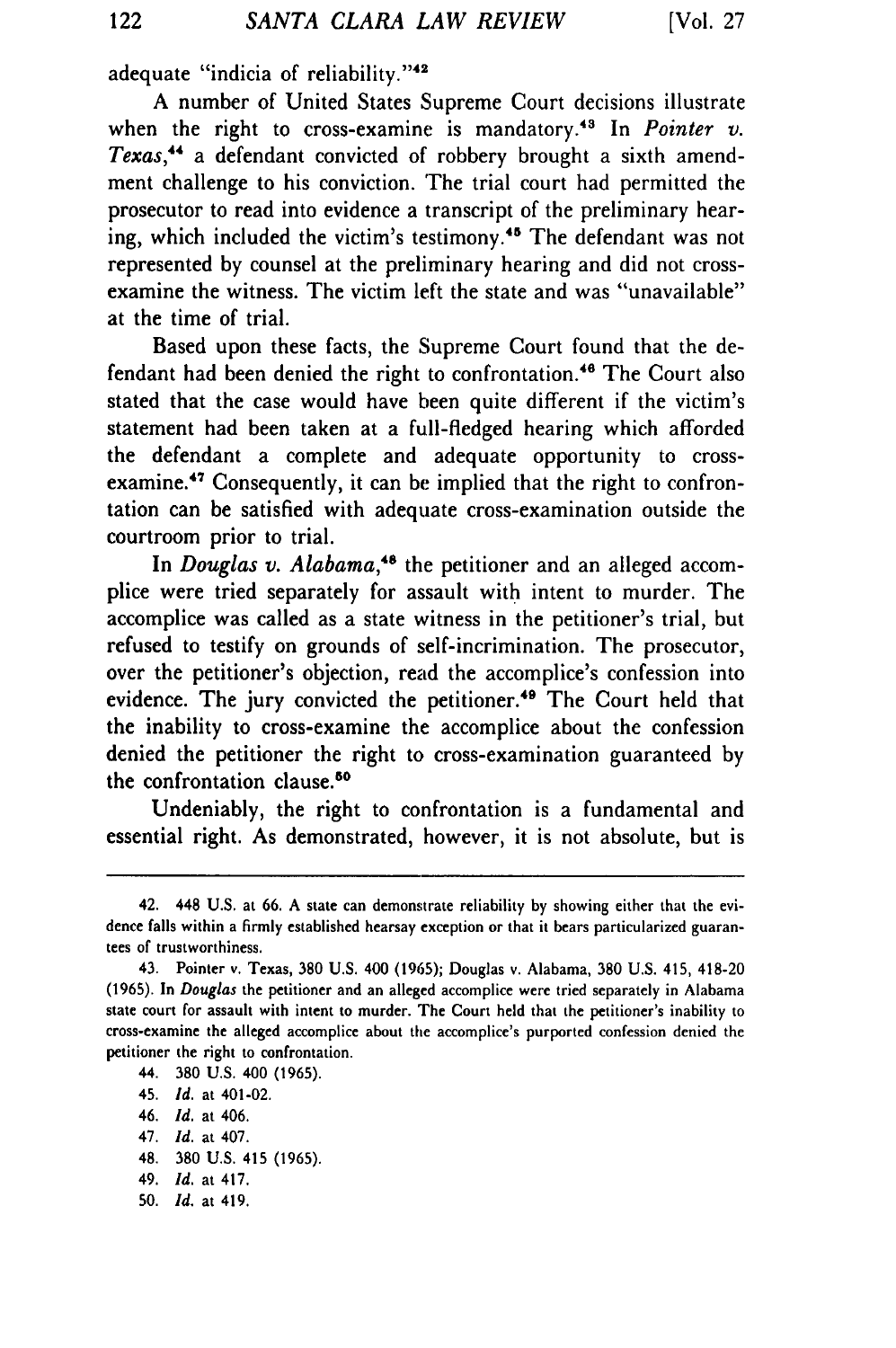adequate "indicia of reliability."[42]

A number of United States Supreme Court decisions illustrate when the right to cross-examine is mandatory.[43] In *Pointer v. Texas*,[44] a defendant convicted of robbery brought a sixth amendment challenge to his conviction. The trial court had permitted the prosecutor to read into evidence a transcript of the preliminary hearing, which included the victim's testimony.[45] The defendant was not represented by counsel at the preliminary hearing and did not cross-examine the witness. The victim left the state and was "unavailable" at the time of trial.

Based upon these facts, the Supreme Court found that the defendant had been denied the right to confrontation.[46] The Court also stated that the case would have been quite different if the victim's statement had been taken at a full-fledged hearing which afforded the defendant a complete and adequate opportunity to cross-examine.[47] Consequently, it can be implied that the right to confrontation can be satisfied with adequate cross-examination outside the courtroom prior to trial.

In *Douglas v. Alabama*,[48] the petitioner and an alleged accomplice were tried separately for assault with intent to murder. The accomplice was called as a state witness in the petitioner's trial, but refused to testify on grounds of self-incrimination. The prosecutor, over the petitioner's objection, read the accomplice's confession into evidence. The jury convicted the petitioner.[49] The Court held that the inability to cross-examine the accomplice about the confession denied the petitioner the right to cross-examination guaranteed by the confrontation clause.[50]

Undeniably, the right to confrontation is a fundamental and essential right. As demonstrated, however, it is not absolute, but is

---

42. 448 U.S. at 66. A state can demonstrate reliability by showing either that the evidence falls within a firmly established hearsay exception or that it bears particularized guarantees of trustworthiness.

43. Pointer v. Texas, 380 U.S. 400 (1965); Douglas v. Alabama, 380 U.S. 415, 418-20 (1965). In *Douglas* the petitioner and an alleged accomplice were tried separately in Alabama state court for assault with intent to murder. The Court held that the petitioner's inability to cross-examine the alleged accomplice about the accomplice's purported confession denied the petitioner the right to confrontation.

44. 380 U.S. 400 (1965).

45. *Id.* at 401-02.

46. *Id.* at 406.

47. *Id.* at 407.

48. 380 U.S. 415 (1965).

49. *Id.* at 417.

50. *Id.* at 419.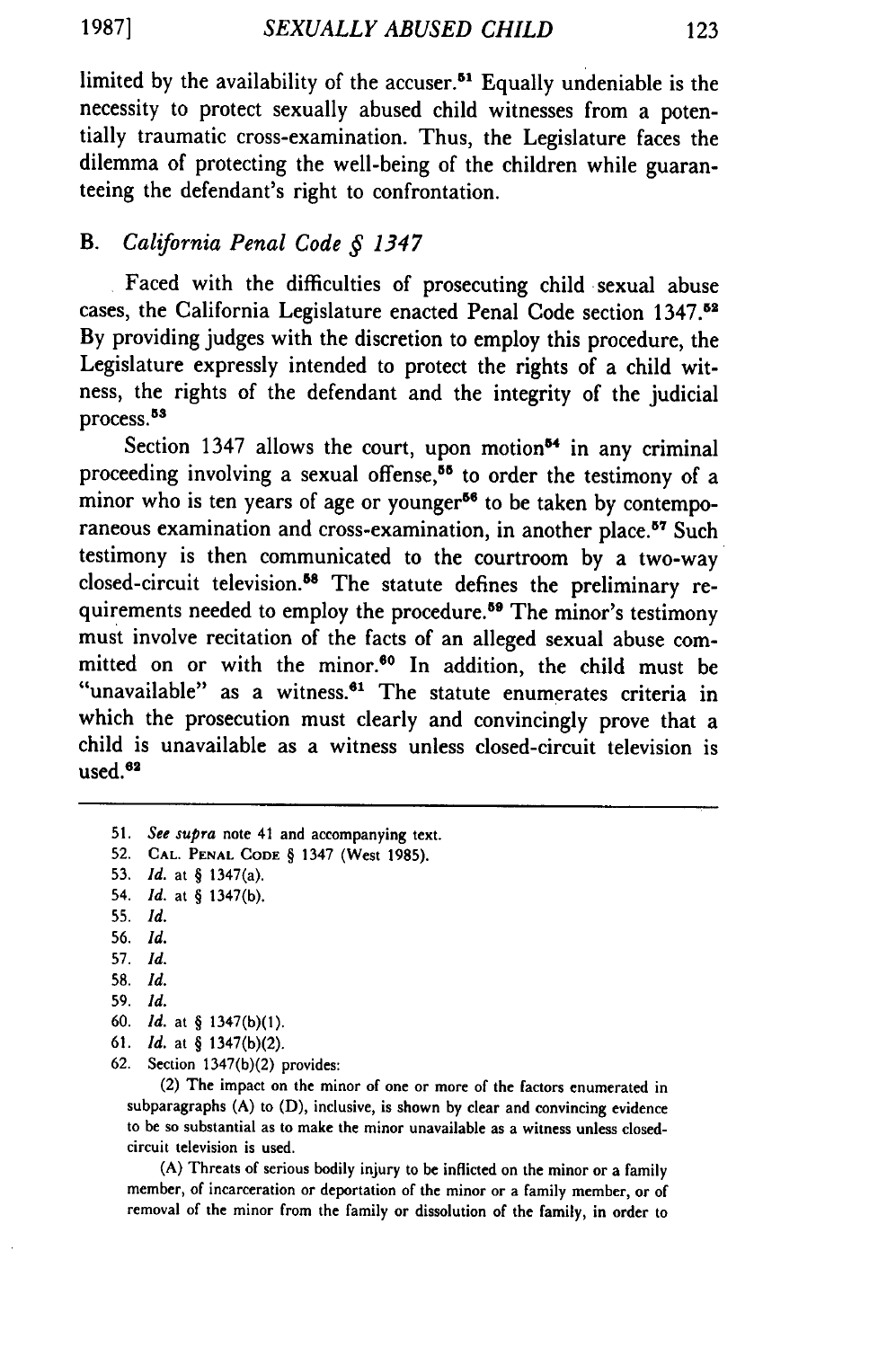limited by the availability of the accuser.[51] Equally undeniable is the necessity to protect sexually abused child witnesses from a potentially traumatic cross-examination. Thus, the Legislature faces the dilemma of protecting the well-being of the children while guaranteeing the defendant's right to confrontation.

### B. *California Penal Code § 1347*

Faced with the difficulties of prosecuting child sexual abuse cases, the California Legislature enacted Penal Code section 1347.[52] By providing judges with the discretion to employ this procedure, the Legislature expressly intended to protect the rights of a child witness, the rights of the defendant and the integrity of the judicial process.[53]

Section 1347 allows the court, upon motion[54] in any criminal proceeding involving a sexual offense,[55] to order the testimony of a minor who is ten years of age or younger[56] to be taken by contemporaneous examination and cross-examination, in another place.[57] Such testimony is then communicated to the courtroom by a two-way closed-circuit television.[58] The statute defines the preliminary requirements needed to employ the procedure.[59] The minor's testimony must involve recitation of the facts of an alleged sexual abuse committed on or with the minor.[60] In addition, the child must be "unavailable" as a witness.[61] The statute enumerates criteria in which the prosecution must clearly and convincingly prove that a child is unavailable as a witness unless closed-circuit television is used.[62]

---

51. *See supra* note 41 and accompanying text.
52. CAL. PENAL CODE § 1347 (West 1985).
53. *Id.* at § 1347(a).
54. *Id.* at § 1347(b).
55. *Id.*
56. *Id.*
57. *Id.*
58. *Id.*
59. *Id.*
60. *Id.* at § 1347(b)(1).
61. *Id.* at § 1347(b)(2).
62. Section 1347(b)(2) provides:

(2) The impact on the minor of one or more of the factors enumerated in subparagraphs (A) to (D), inclusive, is shown by clear and convincing evidence to be so substantial as to make the minor unavailable as a witness unless closed-circuit television is used.

(A) Threats of serious bodily injury to be inflicted on the minor or a family member, of incarceration or deportation of the minor or a family member, or of removal of the minor from the family or dissolution of the family, in order to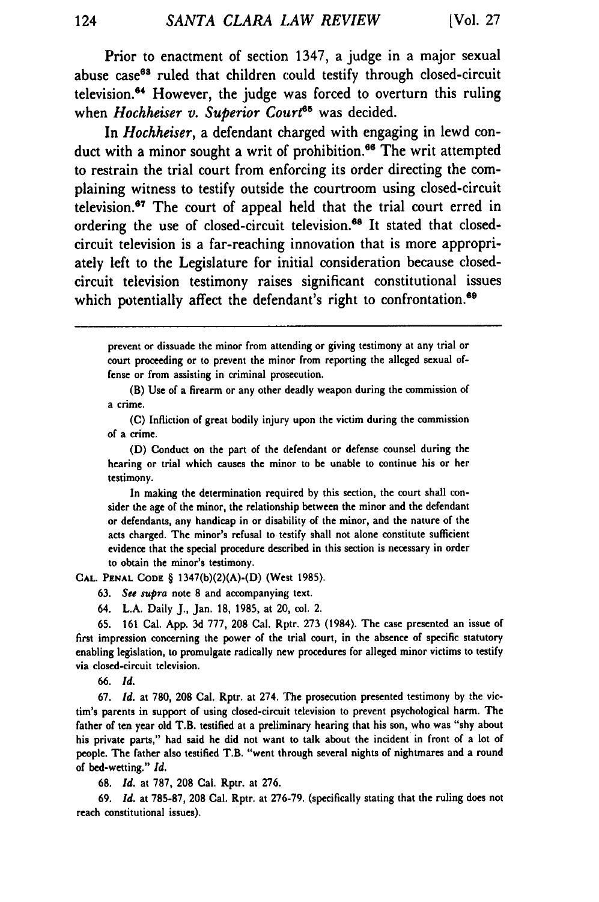Prior to enactment of section 1347, a judge in a major sexual abuse case[63] ruled that children could testify through closed-circuit television.[64] However, the judge was forced to overturn this ruling when *Hochheiser v. Superior Court*[65] was decided.

In *Hochheiser*, a defendant charged with engaging in lewd conduct with a minor sought a writ of prohibition.[66] The writ attempted to restrain the trial court from enforcing its order directing the complaining witness to testify outside the courtroom using closed-circuit television.[67] The court of appeal held that the trial court erred in ordering the use of closed-circuit television.[68] It stated that closed-circuit television is a far-reaching innovation that is more appropriately left to the Legislature for initial consideration because closed-circuit television testimony raises significant constitutional issues which potentially affect the defendant's right to confrontation.[69]

---

prevent or dissuade the minor from attending or giving testimony at any trial or court proceeding or to prevent the minor from reporting the alleged sexual offense or from assisting in criminal prosecution.

(B) Use of a firearm or any other deadly weapon during the commission of a crime.

(C) Infliction of great bodily injury upon the victim during the commission of a crime.

(D) Conduct on the part of the defendant or defense counsel during the hearing or trial which causes the minor to be unable to continue his or her testimony.

In making the determination required by this section, the court shall consider the age of the minor, the relationship between the minor and the defendant or defendants, any handicap in or disability of the minor, and the nature of the acts charged. The minor's refusal to testify shall not alone constitute sufficient evidence that the special procedure described in this section is necessary in order to obtain the minor's testimony.

CAL. PENAL CODE § 1347(b)(2)(A)-(D) (West 1985).

63. *See supra* note 8 and accompanying text.

64. L.A. Daily J., Jan. 18, 1985, at 20, col. 2.

65. 161 Cal. App. 3d 777, 208 Cal. Rptr. 273 (1984). The case presented an issue of first impression concerning the power of the trial court, in the absence of specific statutory enabling legislation, to promulgate radically new procedures for alleged minor victims to testify via closed-circuit television.

66. *Id.*

67. *Id.* at 780, 208 Cal. Rptr. at 274. The prosecution presented testimony by the victim's parents in support of using closed-circuit television to prevent psychological harm. The father of ten year old T.B. testified at a preliminary hearing that his son, who was "shy about his private parts," had said he did not want to talk about the incident in front of a lot of people. The father also testified T.B. "went through several nights of nightmares and a round of bed-wetting." *Id.*

68. *Id.* at 787, 208 Cal. Rptr. at 276.

69. *Id.* at 785-87, 208 Cal. Rptr. at 276-79. (specifically stating that the ruling does not reach constitutional issues).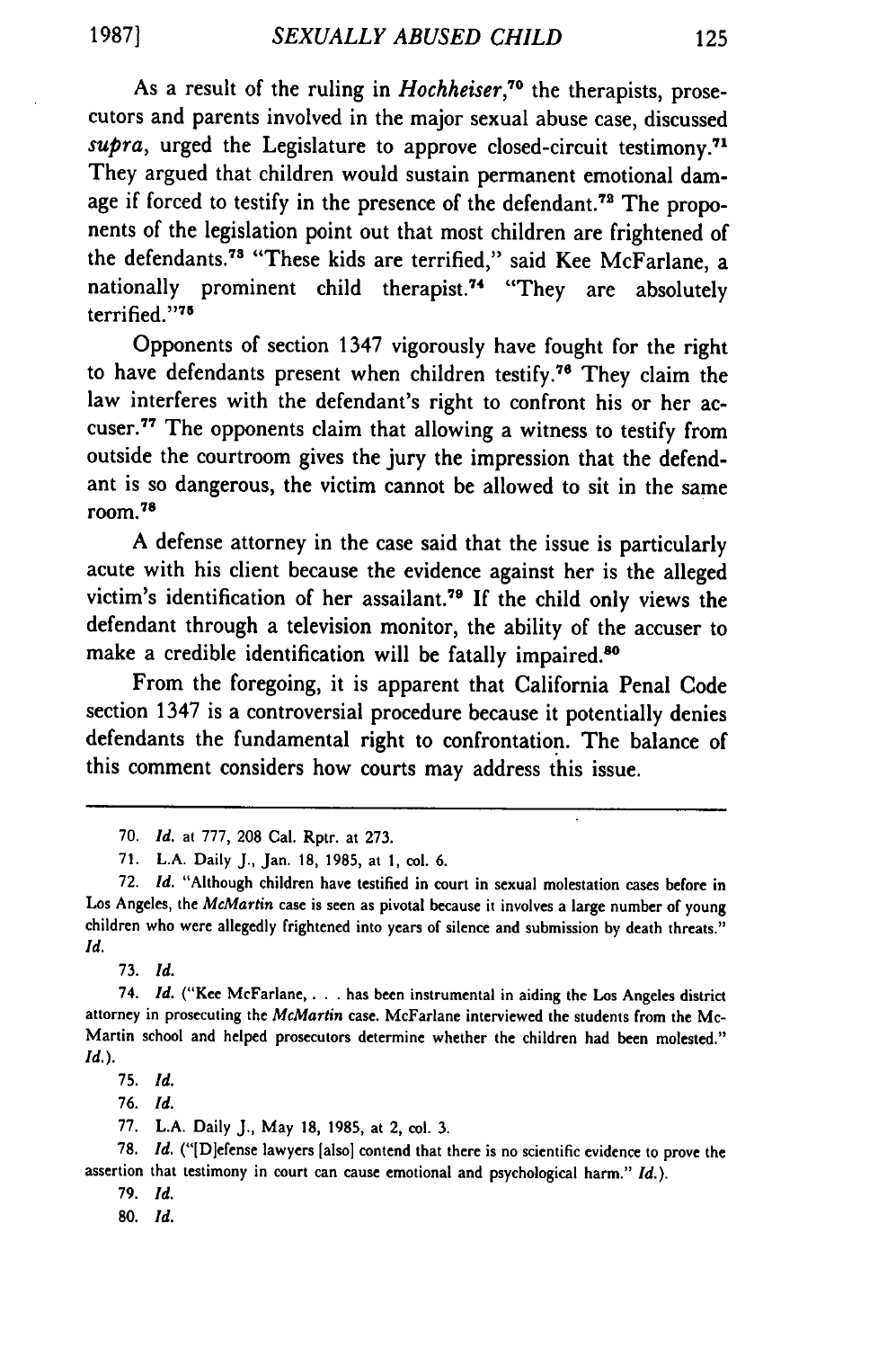As a result of the ruling in *Hochheiser*,[70] the therapists, prosecutors and parents involved in the major sexual abuse case, discussed *supra*, urged the Legislature to approve closed-circuit testimony.[71] They argued that children would sustain permanent emotional damage if forced to testify in the presence of the defendant.[72] The proponents of the legislation point out that most children are frightened of the defendants.[73] "These kids are terrified," said Kee McFarlane, a nationally prominent child therapist.[74] "They are absolutely terrified."[75]

Opponents of section 1347 vigorously have fought for the right to have defendants present when children testify.[76] They claim the law interferes with the defendant's right to confront his or her accuser.[77] The opponents claim that allowing a witness to testify from outside the courtroom gives the jury the impression that the defendant is so dangerous, the victim cannot be allowed to sit in the same room.[78]

A defense attorney in the case said that the issue is particularly acute with his client because the evidence against her is the alleged victim's identification of her assailant.[79] If the child only views the defendant through a television monitor, the ability of the accuser to make a credible identification will be fatally impaired.[80]

From the foregoing, it is apparent that California Penal Code section 1347 is a controversial procedure because it potentially denies defendants the fundamental right to confrontation. The balance of this comment considers how courts may address this issue.

---

70. *Id.* at 777, 208 Cal. Rptr. at 273.

71. L.A. Daily J., Jan. 18, 1985, at 1, col. 6.

72. *Id.* "Although children have testified in court in sexual molestation cases before in Los Angeles, the *McMartin* case is seen as pivotal because it involves a large number of young children who were allegedly frightened into years of silence and submission by death threats." *Id.*

73. *Id.*

74. *Id.* ("Kee McFarlane, . . . has been instrumental in aiding the Los Angeles district attorney in prosecuting the *McMartin* case. McFarlane interviewed the students from the McMartin school and helped prosecutors determine whether the children had been molested." *Id.*).

75. *Id.*

76. *Id.*

77. L.A. Daily J., May 18, 1985, at 2, col. 3.

78. *Id.* ("[D]efense lawyers [also] contend that there is no scientific evidence to prove the assertion that testimony in court can cause emotional and psychological harm." *Id.*).

79. *Id.*

80. *Id.*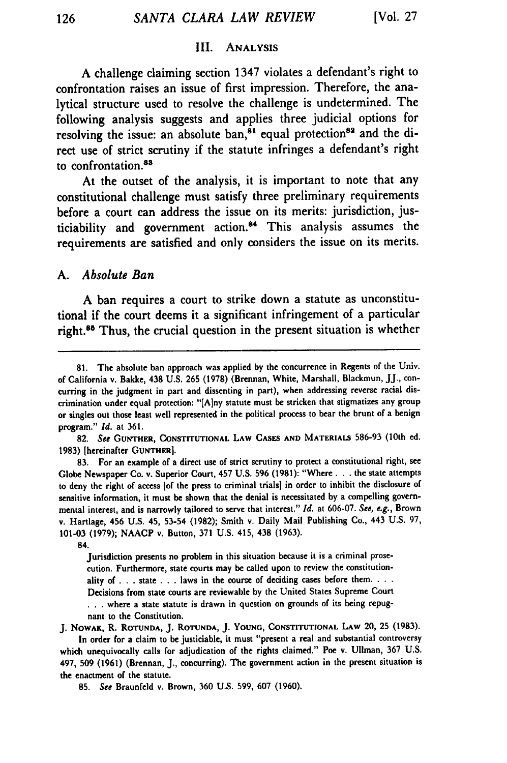## III. Analysis

A challenge claiming section 1347 violates a defendant's right to confrontation raises an issue of first impression. Therefore, the analytical structure used to resolve the challenge is undetermined. The following analysis suggests and applies three judicial options for resolving the issue: an absolute ban,[81] equal protection[82] and the direct use of strict scrutiny if the statute infringes a defendant's right to confrontation.[83]

At the outset of the analysis, it is important to note that any constitutional challenge must satisfy three preliminary requirements before a court can address the issue on its merits: jurisdiction, justiciability and government action.[84] This analysis assumes the requirements are satisfied and only considers the issue on its merits.

### A. *Absolute Ban*

A ban requires a court to strike down a statute as unconstitutional if the court deems it a significant infringement of a particular right.[85] Thus, the crucial question in the present situation is whether

---

81. The absolute ban approach was applied by the concurrence in Regents of the Univ. of California v. Bakke, 438 U.S. 265 (1978) (Brennan, White, Marshall, Blackmun, JJ., concurring in the judgment in part and dissenting in part), when addressing reverse racial discrimination under equal protection: "[A]ny statute must be stricken that stigmatizes any group or singles out those least well represented in the political process to bear the brunt of a benign program." *Id.* at 361.

82. *See* GUNTHER, CONSTITUTIONAL LAW CASES AND MATERIALS 586-93 (10th ed. 1983) [hereinafter GUNTHER].

83. For an example of a direct use of strict scrutiny to protect a constitutional right, see Globe Newspaper Co. v. Superior Court, 457 U.S. 596 (1981): "Where . . . the state attempts to deny the right of access [of the press to criminal trials] in order to inhibit the disclosure of sensitive information, it must be shown that the denial is necessitated by a compelling governmental interest, and is narrowly tailored to serve that interest." *Id.* at 606-07. *See, e.g.*, Brown v. Hartlage, 456 U.S. 45, 53-54 (1982); Smith v. Daily Mail Publishing Co., 443 U.S. 97, 101-03 (1979); NAACP v. Button, 371 U.S. 415, 438 (1963).

84.

> Jurisdiction presents no problem in this situation because it is a criminal prosecution. Furthermore, state courts may be called upon to review the constitutionality of . . . state . . . laws in the course of deciding cases before them. . . . Decisions from state courts are reviewable by the United States Supreme Court . . . where a state statute is drawn in question on grounds of its being repugnant to the Constitution.

J. NOWAK, R. ROTUNDA, J. ROTUNDA, J. YOUNG, CONSTITUTIONAL LAW 20, 25 (1983).

In order for a claim to be justiciable, it must "present a real and substantial controversy which unequivocally calls for adjudication of the rights claimed." Poe v. Ullman, 367 U.S. 497, 509 (1961) (Brennan, J., concurring). The government action in the present situation is the enactment of the statute.

85. *See* Braunfeld v. Brown, 360 U.S. 599, 607 (1960).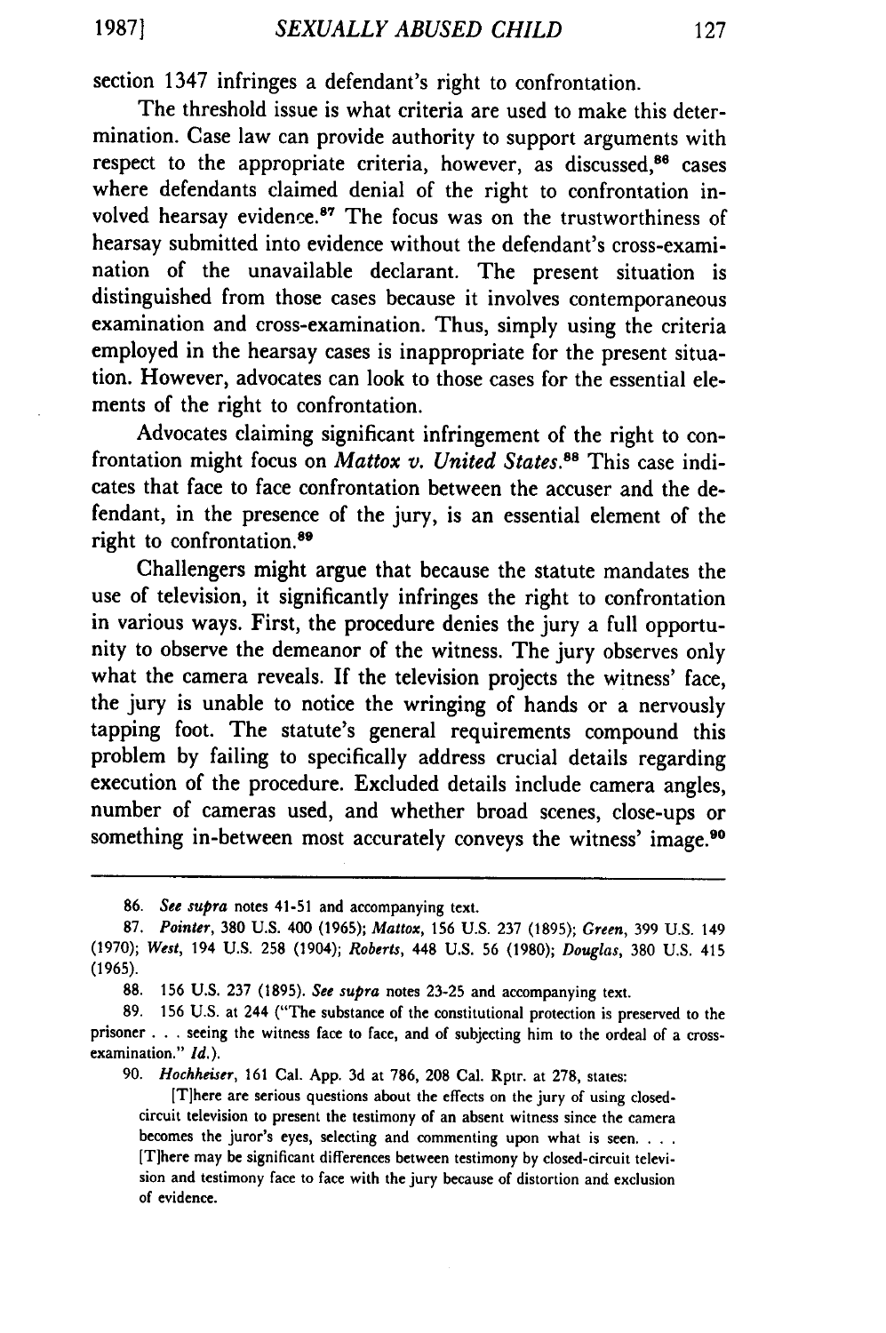section 1347 infringes a defendant's right to confrontation.

The threshold issue is what criteria are used to make this determination. Case law can provide authority to support arguments with respect to the appropriate criteria, however, as discussed,[86] cases where defendants claimed denial of the right to confrontation involved hearsay evidence.[87] The focus was on the trustworthiness of hearsay submitted into evidence without the defendant's cross-examination of the unavailable declarant. The present situation is distinguished from those cases because it involves contemporaneous examination and cross-examination. Thus, simply using the criteria employed in the hearsay cases is inappropriate for the present situation. However, advocates can look to those cases for the essential elements of the right to confrontation.

Advocates claiming significant infringement of the right to confrontation might focus on *Mattox v. United States*.[88] This case indicates that face to face confrontation between the accuser and the defendant, in the presence of the jury, is an essential element of the right to confrontation.[89]

Challengers might argue that because the statute mandates the use of television, it significantly infringes the right to confrontation in various ways. First, the procedure denies the jury a full opportunity to observe the demeanor of the witness. The jury observes only what the camera reveals. If the television projects the witness' face, the jury is unable to notice the wringing of hands or a nervously tapping foot. The statute's general requirements compound this problem by failing to specifically address crucial details regarding execution of the procedure. Excluded details include camera angles, number of cameras used, and whether broad scenes, close-ups or something in-between most accurately conveys the witness' image.[90]

---

86. *See supra* notes 41-51 and accompanying text.

87. *Pointer*, 380 U.S. 400 (1965); *Mattox*, 156 U.S. 237 (1895); *Green*, 399 U.S. 149 (1970); *West*, 194 U.S. 258 (1904); *Roberts*, 448 U.S. 56 (1980); *Douglas*, 380 U.S. 415 (1965).

88. 156 U.S. 237 (1895). *See supra* notes 23-25 and accompanying text.

89. 156 U.S. at 244 ("The substance of the constitutional protection is preserved to the prisoner . . . seeing the witness face to face, and of subjecting him to the ordeal of a cross-examination." *Id.*).

90. *Hochheiser*, 161 Cal. App. 3d at 786, 208 Cal. Rptr. at 278, states:

> [T]here are serious questions about the effects on the jury of using closed-circuit television to present the testimony of an absent witness since the camera becomes the juror's eyes, selecting and commenting upon what is seen. . . . [T]here may be significant differences between testimony by closed-circuit television and testimony face to face with the jury because of distortion and exclusion of evidence.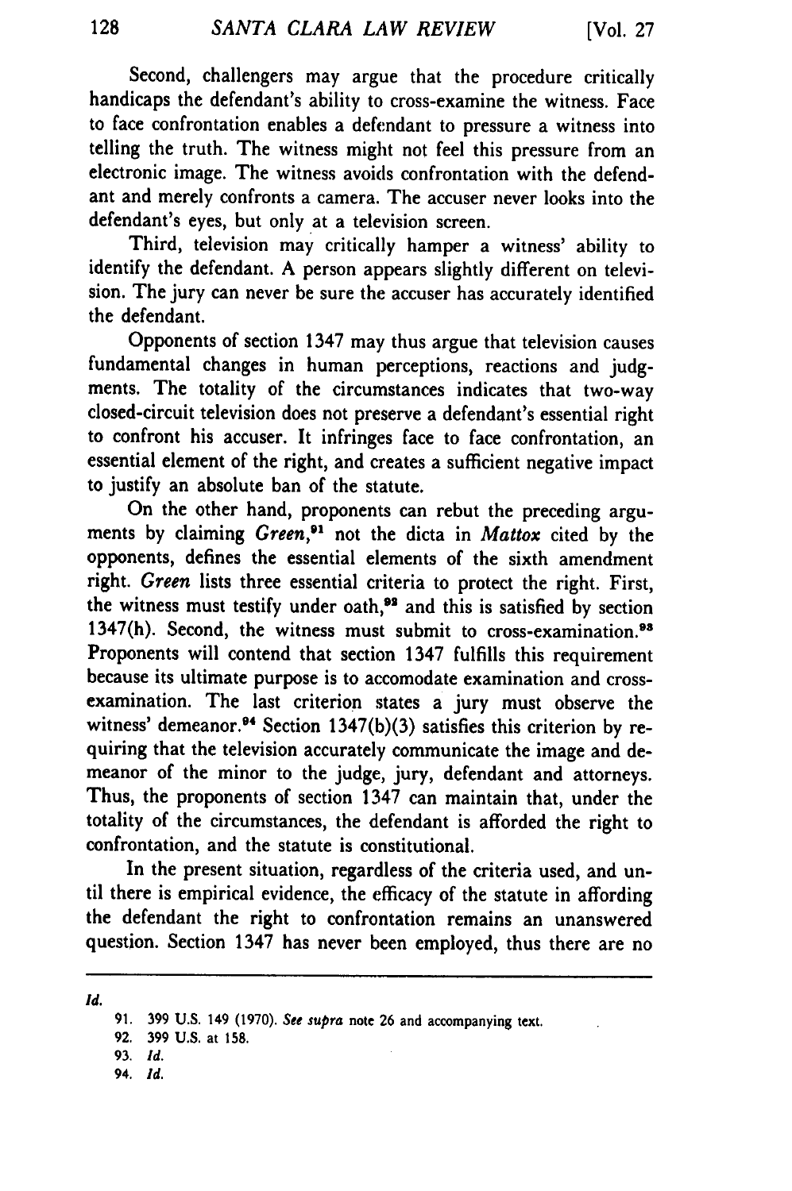Second, challengers may argue that the procedure critically handicaps the defendant's ability to cross-examine the witness. Face to face confrontation enables a defendant to pressure a witness into telling the truth. The witness might not feel this pressure from an electronic image. The witness avoids confrontation with the defendant and merely confronts a camera. The accuser never looks into the defendant's eyes, but only at a television screen.

Third, television may critically hamper a witness' ability to identify the defendant. A person appears slightly different on television. The jury can never be sure the accuser has accurately identified the defendant.

Opponents of section 1347 may thus argue that television causes fundamental changes in human perceptions, reactions and judgments. The totality of the circumstances indicates that two-way closed-circuit television does not preserve a defendant's essential right to confront his accuser. It infringes face to face confrontation, an essential element of the right, and creates a sufficient negative impact to justify an absolute ban of the statute.

On the other hand, proponents can rebut the preceding arguments by claiming *Green*,[91] not the dicta in *Mattox* cited by the opponents, defines the essential elements of the sixth amendment right. *Green* lists three essential criteria to protect the right. First, the witness must testify under oath,[92] and this is satisfied by section 1347(h). Second, the witness must submit to cross-examination.[93] Proponents will contend that section 1347 fulfills this requirement because its ultimate purpose is to accomodate examination and cross-examination. The last criterion states a jury must observe the witness' demeanor.[94] Section 1347(b)(3) satisfies this criterion by requiring that the television accurately communicate the image and demeanor of the minor to the judge, jury, defendant and attorneys. Thus, the proponents of section 1347 can maintain that, under the totality of the circumstances, the defendant is afforded the right to confrontation, and the statute is constitutional.

In the present situation, regardless of the criteria used, and until there is empirical evidence, the efficacy of the statute in affording the defendant the right to confrontation remains an unanswered question. Section 1347 has never been employed, thus there are no

---

*Id.*

91. 399 U.S. 149 (1970). *See supra* note 26 and accompanying text.

92. 399 U.S. at 158.

93. *Id.*

94. *Id.*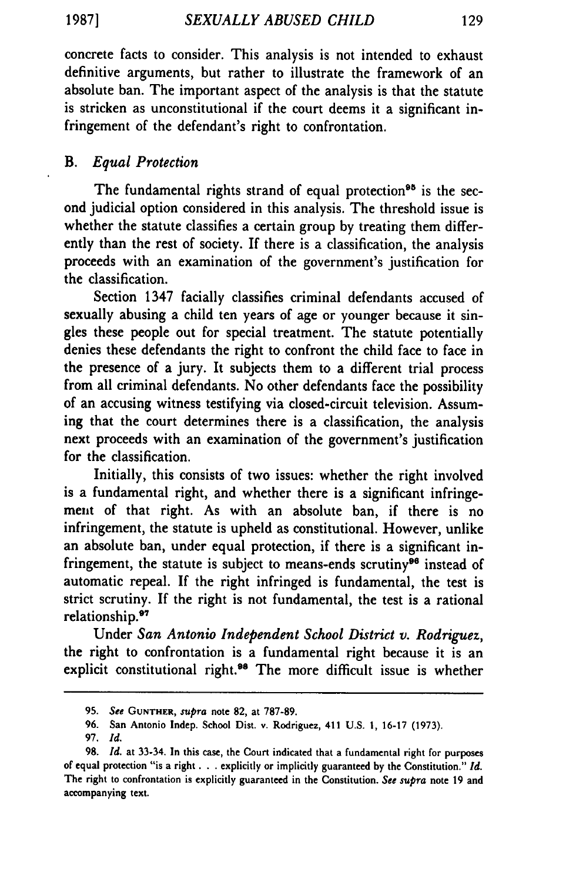concrete facts to consider. This analysis is not intended to exhaust definitive arguments, but rather to illustrate the framework of an absolute ban. The important aspect of the analysis is that the statute is stricken as unconstitutional if the court deems it a significant infringement of the defendant's right to confrontation.

### B. *Equal Protection*

The fundamental rights strand of equal protection[95] is the second judicial option considered in this analysis. The threshold issue is whether the statute classifies a certain group by treating them differently than the rest of society. If there is a classification, the analysis proceeds with an examination of the government's justification for the classification.

Section 1347 facially classifies criminal defendants accused of sexually abusing a child ten years of age or younger because it singles these people out for special treatment. The statute potentially denies these defendants the right to confront the child face to face in the presence of a jury. It subjects them to a different trial process from all criminal defendants. No other defendants face the possibility of an accusing witness testifying via closed-circuit television. Assuming that the court determines there is a classification, the analysis next proceeds with an examination of the government's justification for the classification.

Initially, this consists of two issues: whether the right involved is a fundamental right, and whether there is a significant infringement of that right. As with an absolute ban, if there is no infringement, the statute is upheld as constitutional. However, unlike an absolute ban, under equal protection, if there is a significant infringement, the statute is subject to means-ends scrutiny[96] instead of automatic repeal. If the right infringed is fundamental, the test is strict scrutiny. If the right is not fundamental, the test is a rational relationship.[97]

Under *San Antonio Independent School District v. Rodriguez*, the right to confrontation is a fundamental right because it is an explicit constitutional right.[98] The more difficult issue is whether

---

95. *See* GUNTHER, *supra* note 82, at 787-89.

96. San Antonio Indep. School Dist. v. Rodriguez, 411 U.S. 1, 16-17 (1973).

97. *Id.*

98. *Id.* at 33-34. In this case, the Court indicated that a fundamental right for purposes of equal protection "is a right . . . explicitly or implicitly guaranteed by the Constitution." *Id.* The right to confrontation is explicitly guaranteed in the Constitution. *See supra* note 19 and accompanying text.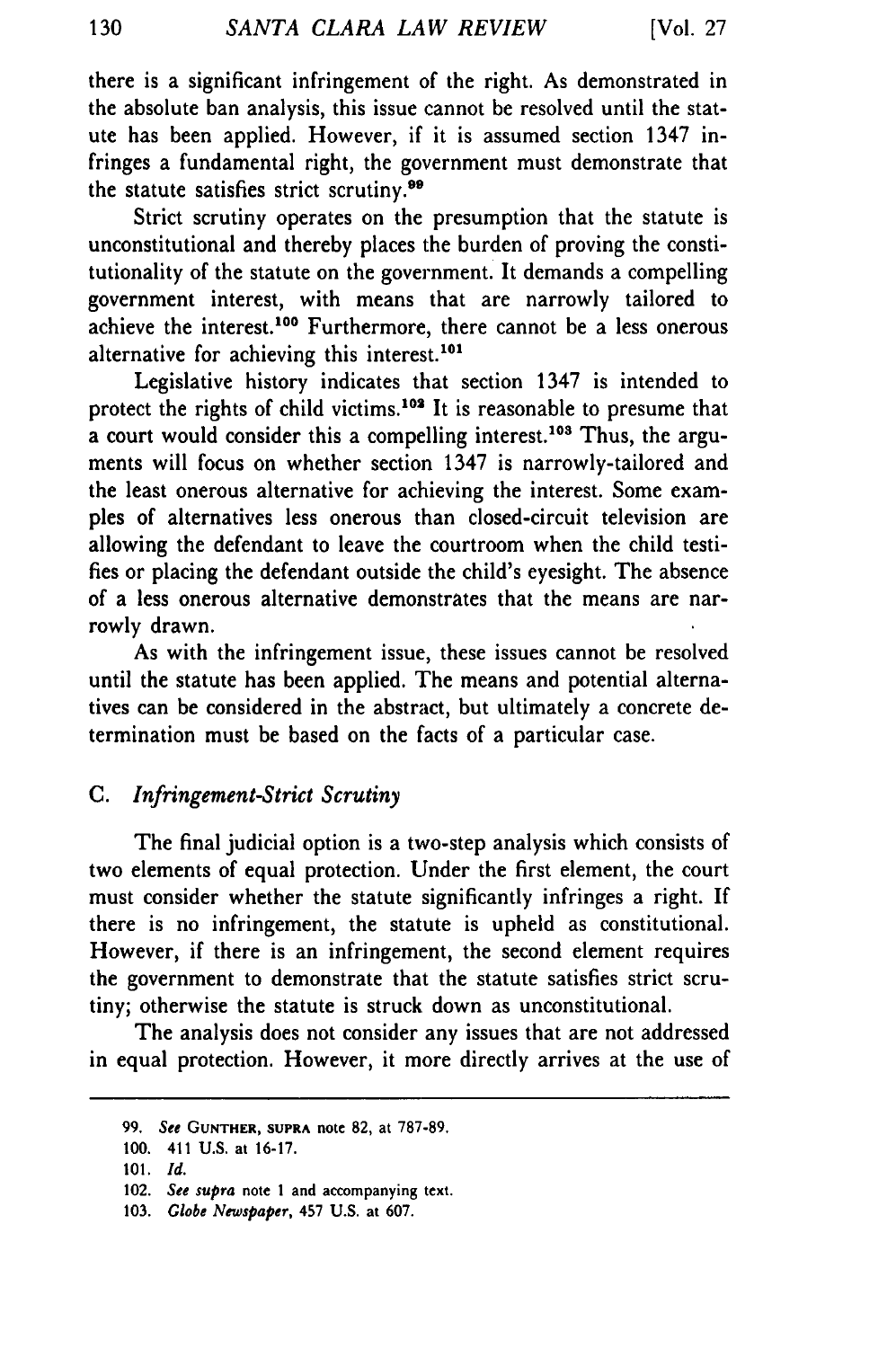there is a significant infringement of the right. As demonstrated in the absolute ban analysis, this issue cannot be resolved until the statute has been applied. However, if it is assumed section 1347 infringes a fundamental right, the government must demonstrate that the statute satisfies strict scrutiny.[99]

Strict scrutiny operates on the presumption that the statute is unconstitutional and thereby places the burden of proving the constitutionality of the statute on the government. It demands a compelling government interest, with means that are narrowly tailored to achieve the interest.[100] Furthermore, there cannot be a less onerous alternative for achieving this interest.[101]

Legislative history indicates that section 1347 is intended to protect the rights of child victims.[102] It is reasonable to presume that a court would consider this a compelling interest.[103] Thus, the arguments will focus on whether section 1347 is narrowly-tailored and the least onerous alternative for achieving the interest. Some examples of alternatives less onerous than closed-circuit television are allowing the defendant to leave the courtroom when the child testifies or placing the defendant outside the child's eyesight. The absence of a less onerous alternative demonstrates that the means are narrowly drawn.

As with the infringement issue, these issues cannot be resolved until the statute has been applied. The means and potential alternatives can be considered in the abstract, but ultimately a concrete determination must be based on the facts of a particular case.

### C. *Infringement-Strict Scrutiny*

The final judicial option is a two-step analysis which consists of two elements of equal protection. Under the first element, the court must consider whether the statute significantly infringes a right. If there is no infringement, the statute is upheld as constitutional. However, if there is an infringement, the second element requires the government to demonstrate that the statute satisfies strict scrutiny; otherwise the statute is struck down as unconstitutional.

The analysis does not consider any issues that are not addressed in equal protection. However, it more directly arrives at the use of

---

99. *See* GUNTHER, SUPRA note 82, at 787-89.

100. 411 U.S. at 16-17.

101. *Id.*

102. *See supra* note 1 and accompanying text.

103. *Globe Newspaper*, 457 U.S. at 607.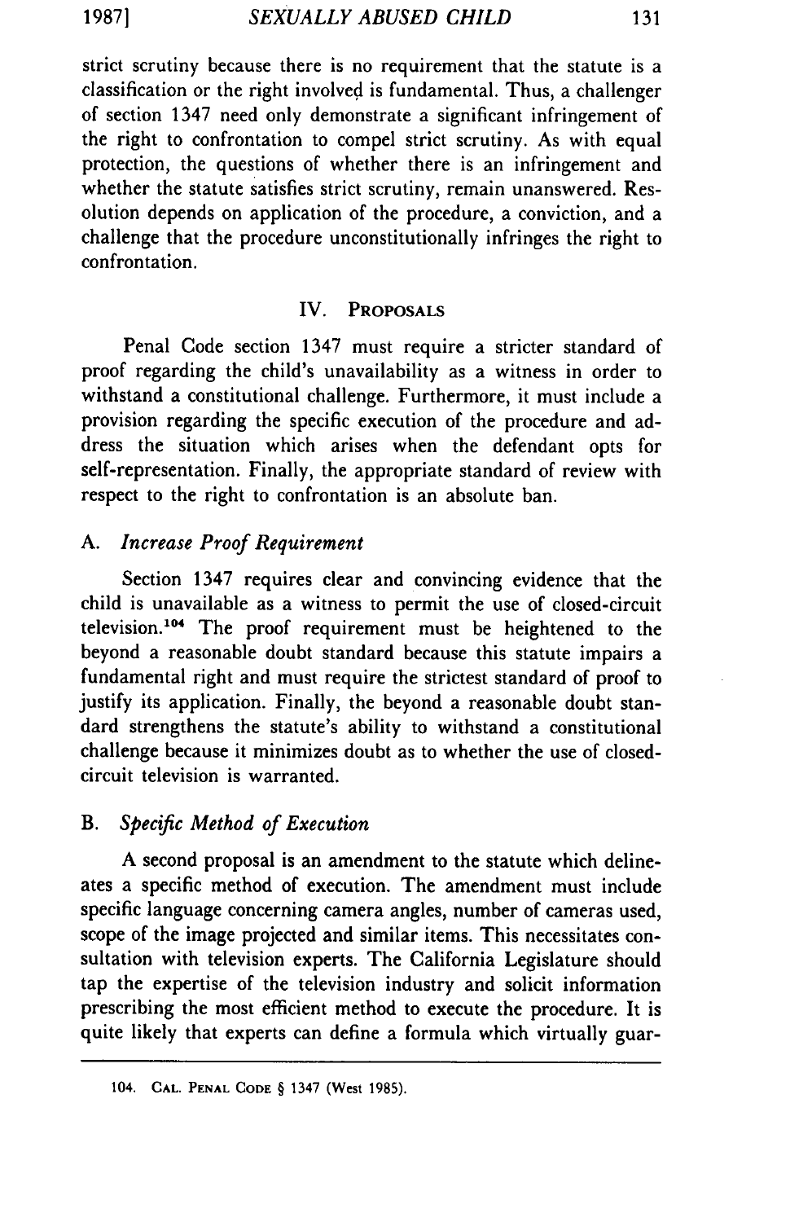strict scrutiny because there is no requirement that the statute is a classification or the right involved is fundamental. Thus, a challenger of section 1347 need only demonstrate a significant infringement of the right to confrontation to compel strict scrutiny. As with equal protection, the questions of whether there is an infringement and whether the statute satisfies strict scrutiny, remain unanswered. Resolution depends on application of the procedure, a conviction, and a challenge that the procedure unconstitutionally infringes the right to confrontation.

## IV. Proposals

Penal Code section 1347 must require a stricter standard of proof regarding the child's unavailability as a witness in order to withstand a constitutional challenge. Furthermore, it must include a provision regarding the specific execution of the procedure and address the situation which arises when the defendant opts for self-representation. Finally, the appropriate standard of review with respect to the right to confrontation is an absolute ban.

### A. *Increase Proof Requirement*

Section 1347 requires clear and convincing evidence that the child is unavailable as a witness to permit the use of closed-circuit television.[104] The proof requirement must be heightened to the beyond a reasonable doubt standard because this statute impairs a fundamental right and must require the strictest standard of proof to justify its application. Finally, the beyond a reasonable doubt standard strengthens the statute's ability to withstand a constitutional challenge because it minimizes doubt as to whether the use of closed-circuit television is warranted.

### B. *Specific Method of Execution*

A second proposal is an amendment to the statute which delineates a specific method of execution. The amendment must include specific language concerning camera angles, number of cameras used, scope of the image projected and similar items. This necessitates consultation with television experts. The California Legislature should tap the expertise of the television industry and solicit information prescribing the most efficient method to execute the procedure. It is quite likely that experts can define a formula which virtually guar-

---

104. CAL. PENAL CODE § 1347 (West 1985).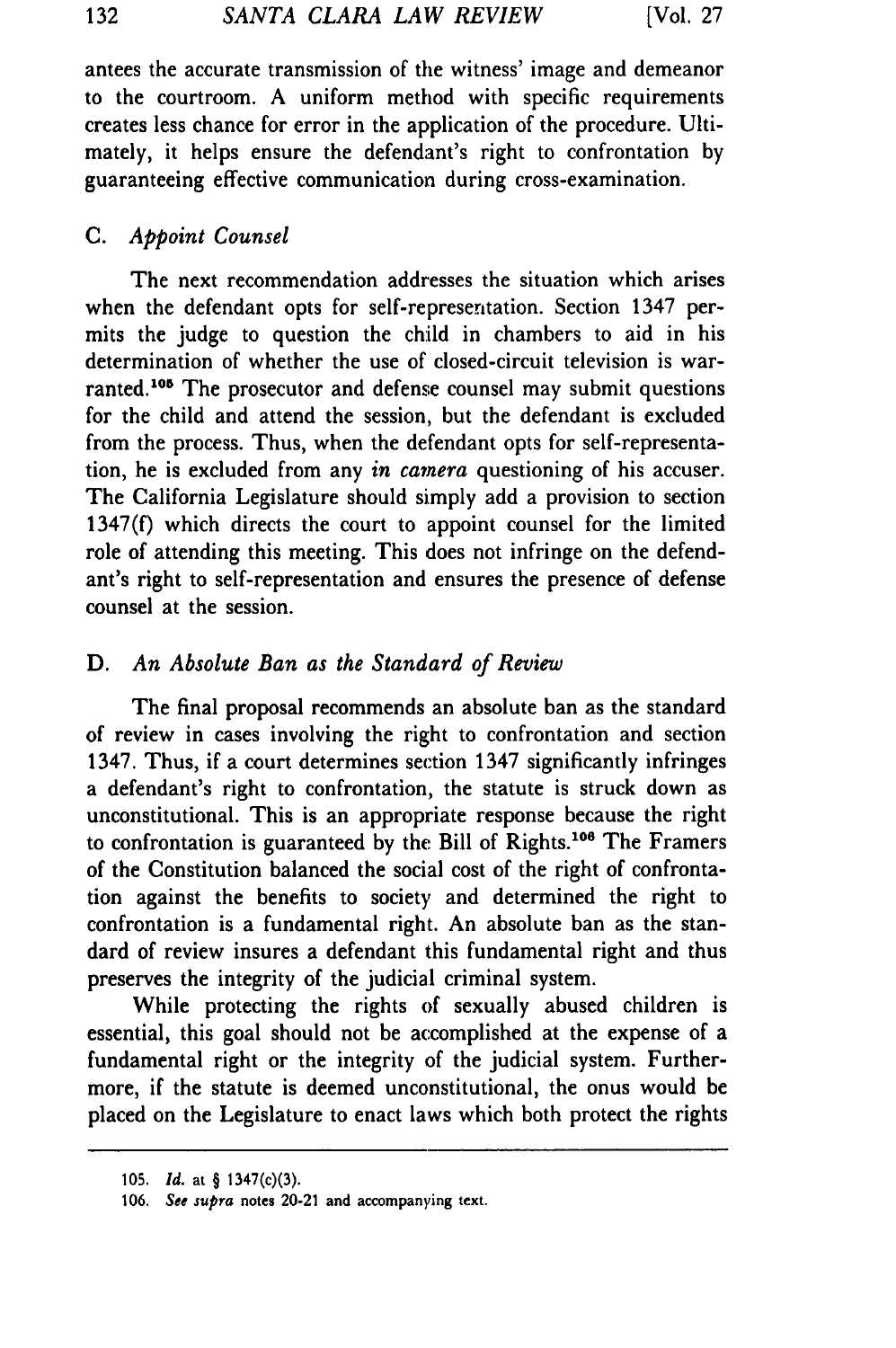antees the accurate transmission of the witness' image and demeanor to the courtroom. A uniform method with specific requirements creates less chance for error in the application of the procedure. Ultimately, it helps ensure the defendant's right to confrontation by guaranteeing effective communication during cross-examination.

### C. *Appoint Counsel*

The next recommendation addresses the situation which arises when the defendant opts for self-representation. Section 1347 permits the judge to question the child in chambers to aid in his determination of whether the use of closed-circuit television is warranted.[105] The prosecutor and defense counsel may submit questions for the child and attend the session, but the defendant is excluded from the process. Thus, when the defendant opts for self-representation, he is excluded from any *in camera* questioning of his accuser. The California Legislature should simply add a provision to section 1347(f) which directs the court to appoint counsel for the limited role of attending this meeting. This does not infringe on the defendant's right to self-representation and ensures the presence of defense counsel at the session.

### D. *An Absolute Ban as the Standard of Review*

The final proposal recommends an absolute ban as the standard of review in cases involving the right to confrontation and section 1347. Thus, if a court determines section 1347 significantly infringes a defendant's right to confrontation, the statute is struck down as unconstitutional. This is an appropriate response because the right to confrontation is guaranteed by the Bill of Rights.[106] The Framers of the Constitution balanced the social cost of the right of confrontation against the benefits to society and determined the right to confrontation is a fundamental right. An absolute ban as the standard of review insures a defendant this fundamental right and thus preserves the integrity of the judicial criminal system.

While protecting the rights of sexually abused children is essential, this goal should not be accomplished at the expense of a fundamental right or the integrity of the judicial system. Furthermore, if the statute is deemed unconstitutional, the onus would be placed on the Legislature to enact laws which both protect the rights

---

105. *Id.* at § 1347(c)(3).

106. *See supra* notes 20-21 and accompanying text.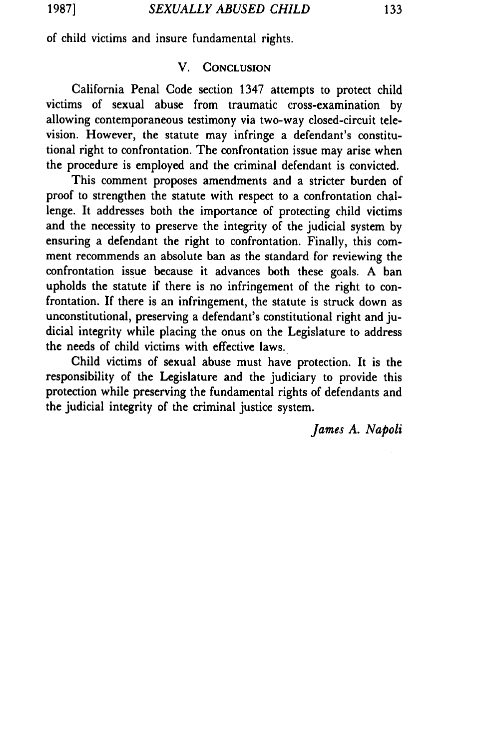of child victims and insure fundamental rights.

## V. Conclusion

California Penal Code section 1347 attempts to protect child victims of sexual abuse from traumatic cross-examination by allowing contemporaneous testimony via two-way closed-circuit television. However, the statute may infringe a defendant's constitutional right to confrontation. The confrontation issue may arise when the procedure is employed and the criminal defendant is convicted.

This comment proposes amendments and a stricter burden of proof to strengthen the statute with respect to a confrontation challenge. It addresses both the importance of protecting child victims and the necessity to preserve the integrity of the judicial system by ensuring a defendant the right to confrontation. Finally, this comment recommends an absolute ban as the standard for reviewing the confrontation issue because it advances both these goals. A ban upholds the statute if there is no infringement of the right to confrontation. If there is an infringement, the statute is struck down as unconstitutional, preserving a defendant's constitutional right and judicial integrity while placing the onus on the Legislature to address the needs of child victims with effective laws.

Child victims of sexual abuse must have protection. It is the responsibility of the Legislature and the judiciary to provide this protection while preserving the fundamental rights of defendants and the judicial integrity of the criminal justice system.

*James A. Napoli*